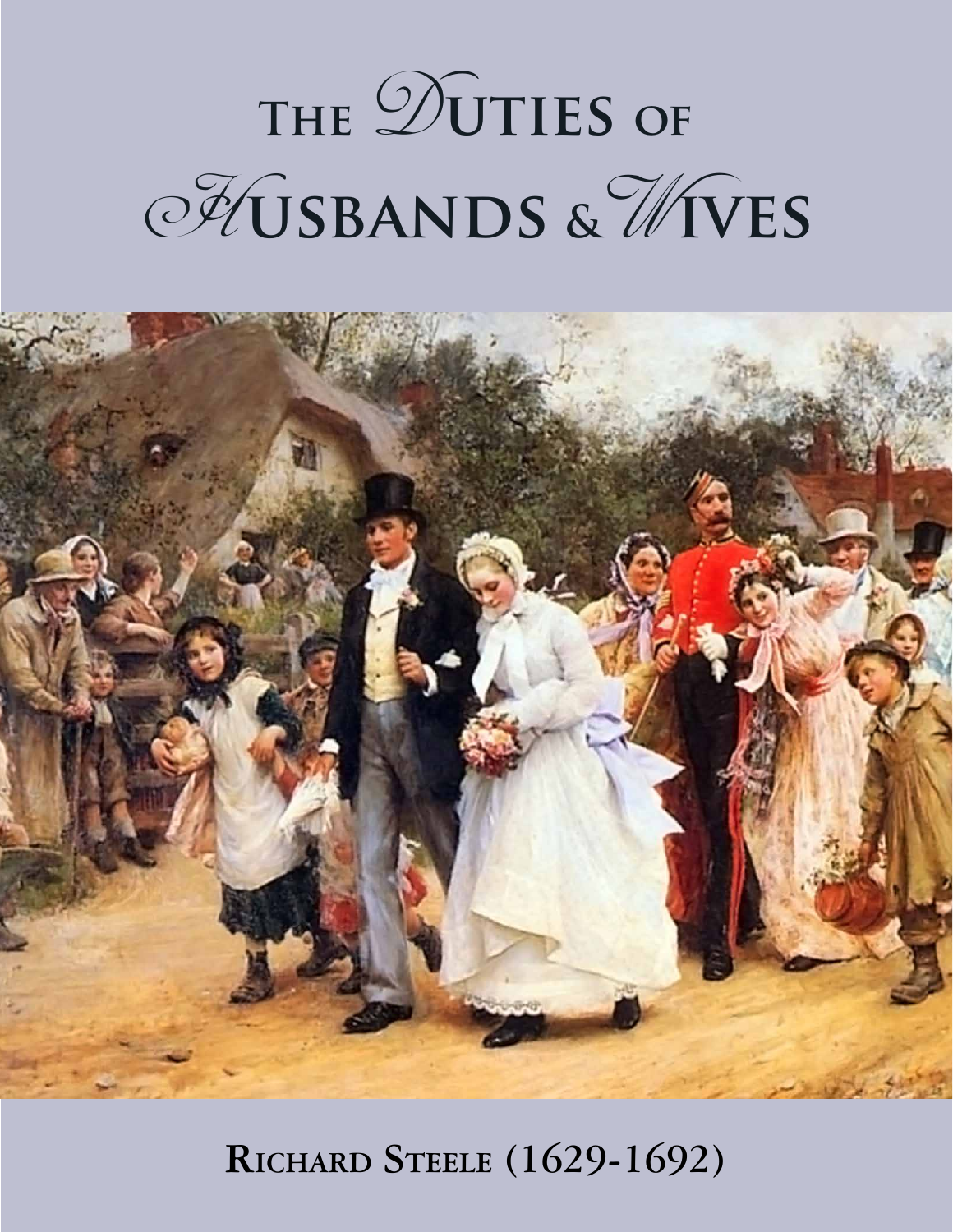# The Duties of Husbands & Wives

**Richard Steele (1629-1692)**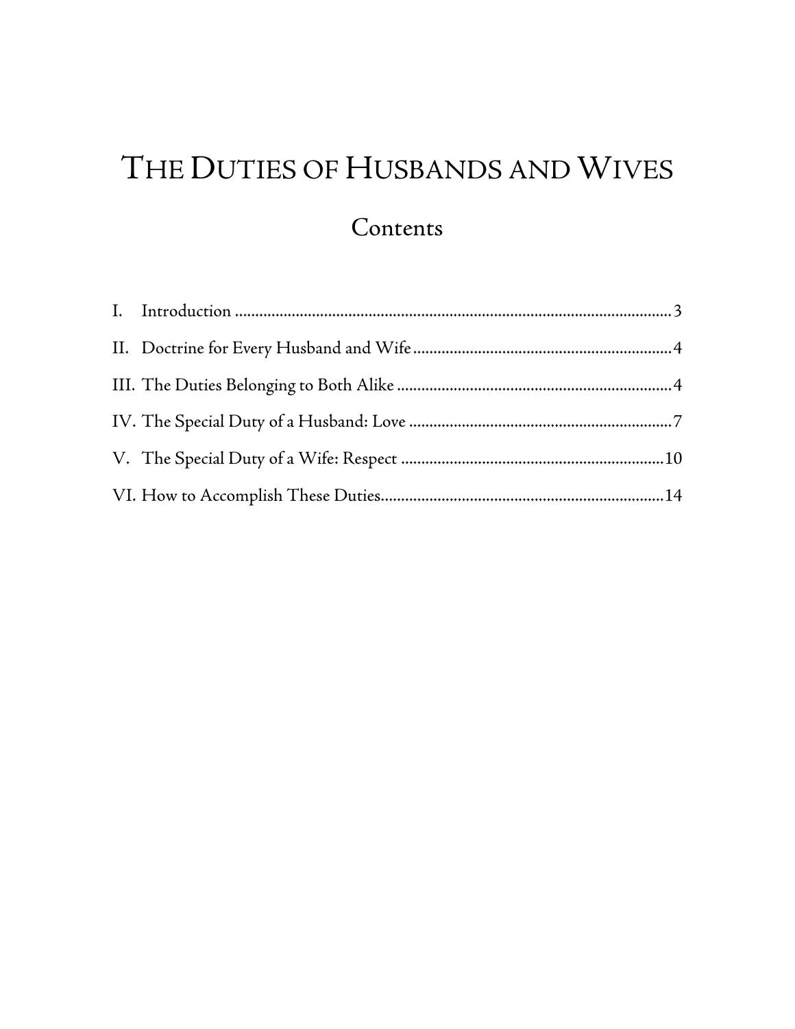# The Duties of Husbands and Wives

## Contents

I. Introduction ........................................................................................................ 3

II. Doctrine for Every Husband and Wife ............................................................. 4

III. The Duties Belonging to Both Alike ................................................................ 4

IV. The Special Duty of a Husband: Love ............................................................. 7

V. The Special Duty of a Wife: Respect ............................................................. 10

VI. How to Accomplish These Duties .................................................................. 14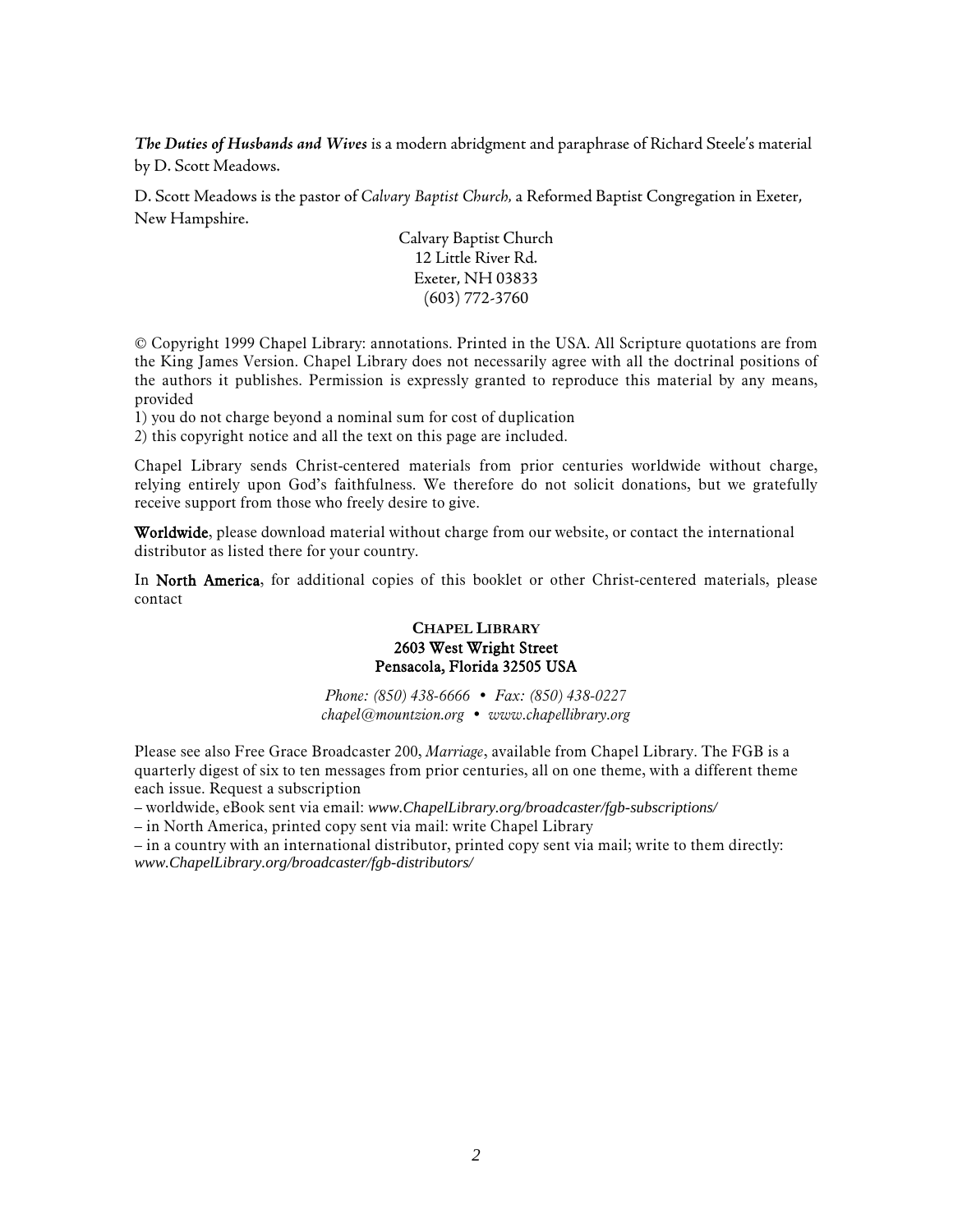***The Duties of Husbands and Wives*** is a modern abridgment and paraphrase of Richard Steele's material by D. Scott Meadows.

D. Scott Meadows is the pastor of *Calvary Baptist Church,* a Reformed Baptist Congregation in Exeter, New Hampshire.

Calvary Baptist Church
12 Little River Rd.
Exeter, NH 03833
(603) 772-3760

© Copyright 1999 Chapel Library: annotations. Printed in the USA. All Scripture quotations are from the King James Version. Chapel Library does not necessarily agree with all the doctrinal positions of the authors it publishes. Permission is expressly granted to reproduce this material by any means, provided

1) you do not charge beyond a nominal sum for cost of duplication
2) this copyright notice and all the text on this page are included.

Chapel Library sends Christ-centered materials from prior centuries worldwide without charge, relying entirely upon God's faithfulness. We therefore do not solicit donations, but we gratefully receive support from those who freely desire to give.

**Worldwide**, please download material without charge from our website, or contact the international distributor as listed there for your country.

In **North America**, for additional copies of this booklet or other Christ-centered materials, please contact

**CHAPEL LIBRARY**
**2603 West Wright Street**
**Pensacola, Florida 32505 USA**

*Phone: (850) 438-6666 • Fax: (850) 438-0227*
*chapel@mountzion.org • www.chapellibrary.org*

Please see also Free Grace Broadcaster 200, *Marriage*, available from Chapel Library. The FGB is a quarterly digest of six to ten messages from prior centuries, all on one theme, with a different theme each issue. Request a subscription

– worldwide, eBook sent via email: *www.ChapelLibrary.org/broadcaster/fgb-subscriptions/*
– in North America, printed copy sent via mail: write Chapel Library
– in a country with an international distributor, printed copy sent via mail; write to them directly: *www.ChapelLibrary.org/broadcaster/fgb-distributors/*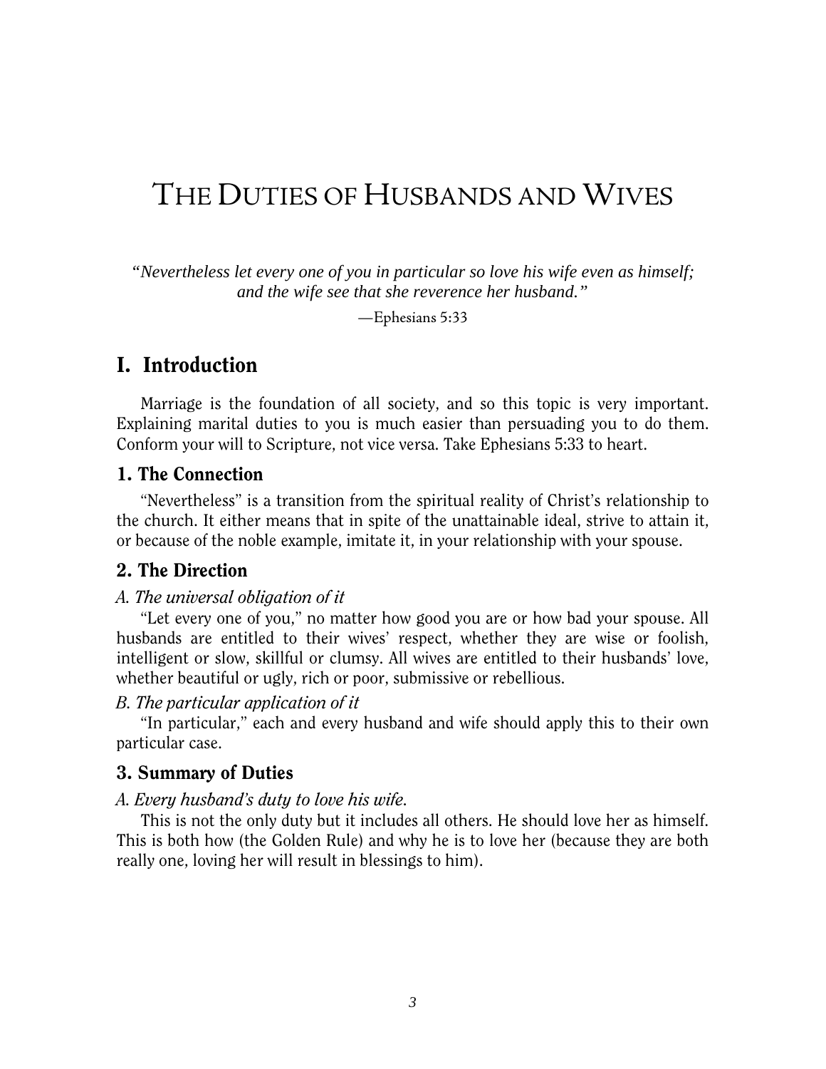# The Duties of Husbands and Wives

*"Nevertheless let every one of you in particular so love his wife even as himself; and the wife see that she reverence her husband."*

—Ephesians 5:33

## I. Introduction

Marriage is the foundation of all society, and so this topic is very important. Explaining marital duties to you is much easier than persuading you to do them. Conform your will to Scripture, not vice versa. Take Ephesians 5:33 to heart.

### 1. The Connection

"Nevertheless" is a transition from the spiritual reality of Christ's relationship to the church. It either means that in spite of the unattainable ideal, strive to attain it, or because of the noble example, imitate it, in your relationship with your spouse.

### 2. The Direction

*A. The universal obligation of it*

"Let every one of you," no matter how good you are or how bad your spouse. All husbands are entitled to their wives' respect, whether they are wise or foolish, intelligent or slow, skillful or clumsy. All wives are entitled to their husbands' love, whether beautiful or ugly, rich or poor, submissive or rebellious.

*B. The particular application of it*

"In particular," each and every husband and wife should apply this to their own particular case.

### 3. Summary of Duties

*A. Every husband's duty to love his wife.*

This is not the only duty but it includes all others. He should love her as himself. This is both how (the Golden Rule) and why he is to love her (because they are both really one, loving her will result in blessings to him).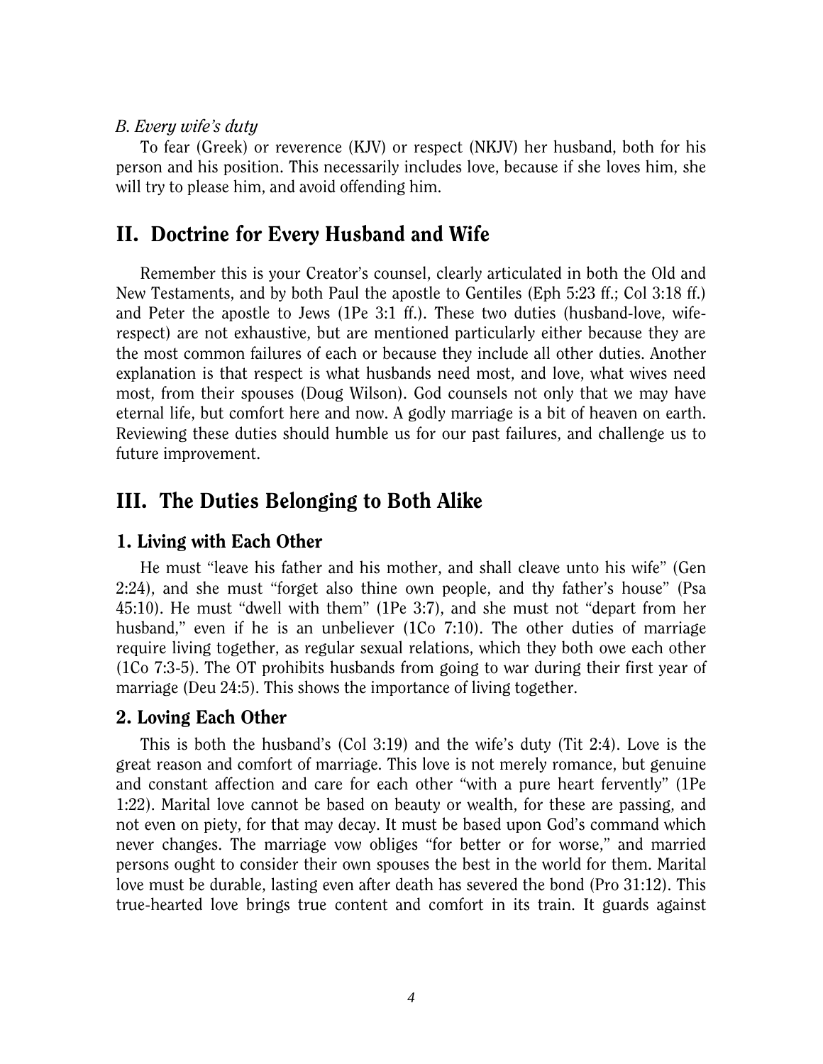*B. Every wife's duty*

To fear (Greek) or reverence (KJV) or respect (NKJV) her husband, both for his person and his position. This necessarily includes love, because if she loves him, she will try to please him, and avoid offending him.

## II. Doctrine for Every Husband and Wife

Remember this is your Creator's counsel, clearly articulated in both the Old and New Testaments, and by both Paul the apostle to Gentiles (Eph 5:23 ff.; Col 3:18 ff.) and Peter the apostle to Jews (1Pe 3:1 ff.). These two duties (husband-love, wife-respect) are not exhaustive, but are mentioned particularly either because they are the most common failures of each or because they include all other duties. Another explanation is that respect is what husbands need most, and love, what wives need most, from their spouses (Doug Wilson). God counsels not only that we may have eternal life, but comfort here and now. A godly marriage is a bit of heaven on earth. Reviewing these duties should humble us for our past failures, and challenge us to future improvement.

## III. The Duties Belonging to Both Alike

### 1. Living with Each Other

He must "leave his father and his mother, and shall cleave unto his wife" (Gen 2:24), and she must "forget also thine own people, and thy father's house" (Psa 45:10). He must "dwell with them" (1Pe 3:7), and she must not "depart from her husband," even if he is an unbeliever (1Co 7:10). The other duties of marriage require living together, as regular sexual relations, which they both owe each other (1Co 7:3-5). The OT prohibits husbands from going to war during their first year of marriage (Deu 24:5). This shows the importance of living together.

### 2. Loving Each Other

This is both the husband's (Col 3:19) and the wife's duty (Tit 2:4). Love is the great reason and comfort of marriage. This love is not merely romance, but genuine and constant affection and care for each other "with a pure heart fervently" (1Pe 1:22). Marital love cannot be based on beauty or wealth, for these are passing, and not even on piety, for that may decay. It must be based upon God's command which never changes. The marriage vow obliges "for better or for worse," and married persons ought to consider their own spouses the best in the world for them. Marital love must be durable, lasting even after death has severed the bond (Pro 31:12). This true-hearted love brings true content and comfort in its train. It guards against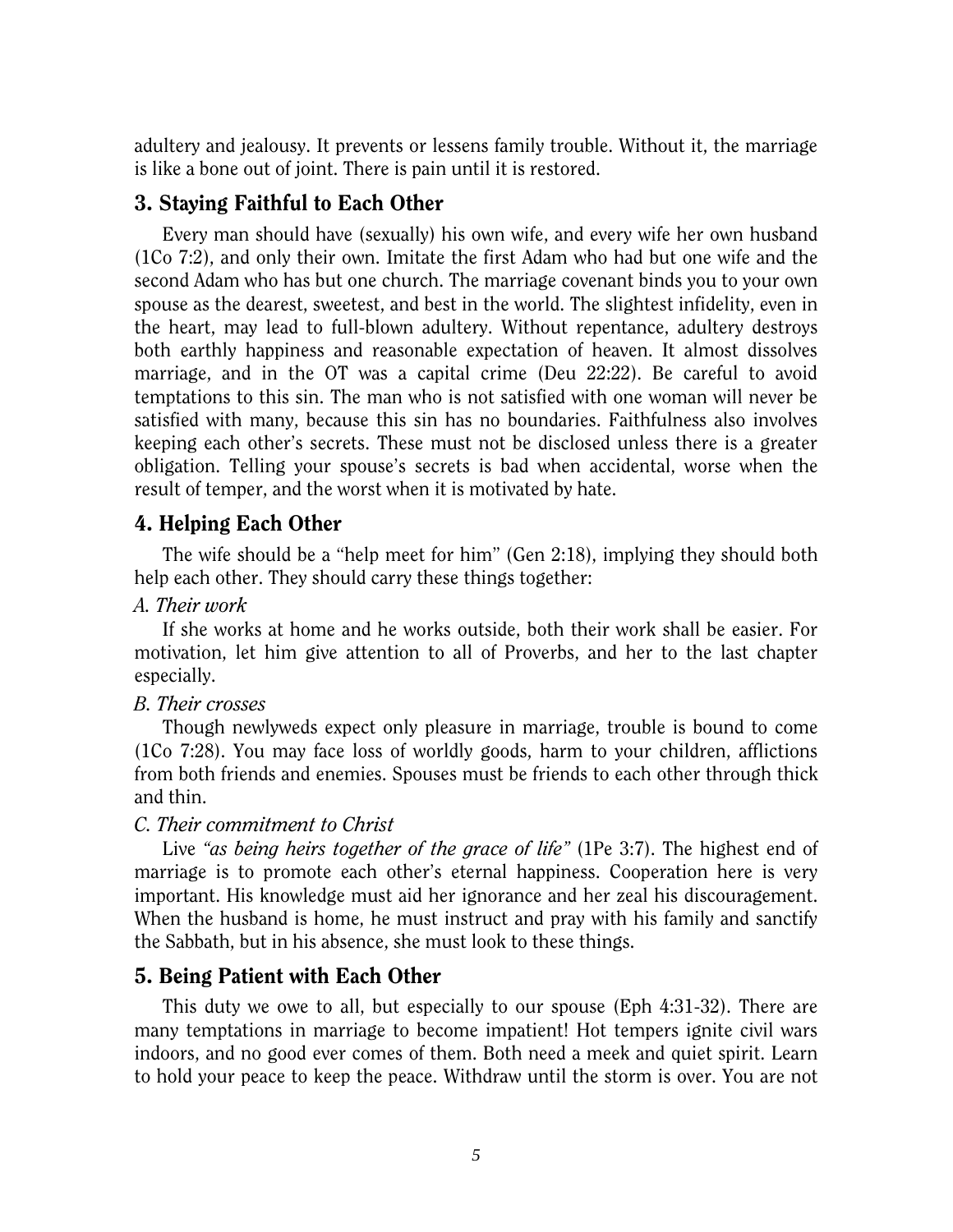adultery and jealousy. It prevents or lessens family trouble. Without it, the marriage is like a bone out of joint. There is pain until it is restored.

## 3. Staying Faithful to Each Other

Every man should have (sexually) his own wife, and every wife her own husband (1Co 7:2), and only their own. Imitate the first Adam who had but one wife and the second Adam who has but one church. The marriage covenant binds you to your own spouse as the dearest, sweetest, and best in the world. The slightest infidelity, even in the heart, may lead to full-blown adultery. Without repentance, adultery destroys both earthly happiness and reasonable expectation of heaven. It almost dissolves marriage, and in the OT was a capital crime (Deu 22:22). Be careful to avoid temptations to this sin. The man who is not satisfied with one woman will never be satisfied with many, because this sin has no boundaries. Faithfulness also involves keeping each other's secrets. These must not be disclosed unless there is a greater obligation. Telling your spouse's secrets is bad when accidental, worse when the result of temper, and the worst when it is motivated by hate.

## 4. Helping Each Other

The wife should be a "help meet for him" (Gen 2:18), implying they should both help each other. They should carry these things together:

*A. Their work*

If she works at home and he works outside, both their work shall be easier. For motivation, let him give attention to all of Proverbs, and her to the last chapter especially.

*B. Their crosses*

Though newlyweds expect only pleasure in marriage, trouble is bound to come (1Co 7:28). You may face loss of worldly goods, harm to your children, afflictions from both friends and enemies. Spouses must be friends to each other through thick and thin.

*C. Their commitment to Christ*

Live *"as being heirs together of the grace of life"* (1Pe 3:7). The highest end of marriage is to promote each other's eternal happiness. Cooperation here is very important. His knowledge must aid her ignorance and her zeal his discouragement. When the husband is home, he must instruct and pray with his family and sanctify the Sabbath, but in his absence, she must look to these things.

## 5. Being Patient with Each Other

This duty we owe to all, but especially to our spouse (Eph 4:31-32). There are many temptations in marriage to become impatient! Hot tempers ignite civil wars indoors, and no good ever comes of them. Both need a meek and quiet spirit. Learn to hold your peace to keep the peace. Withdraw until the storm is over. You are not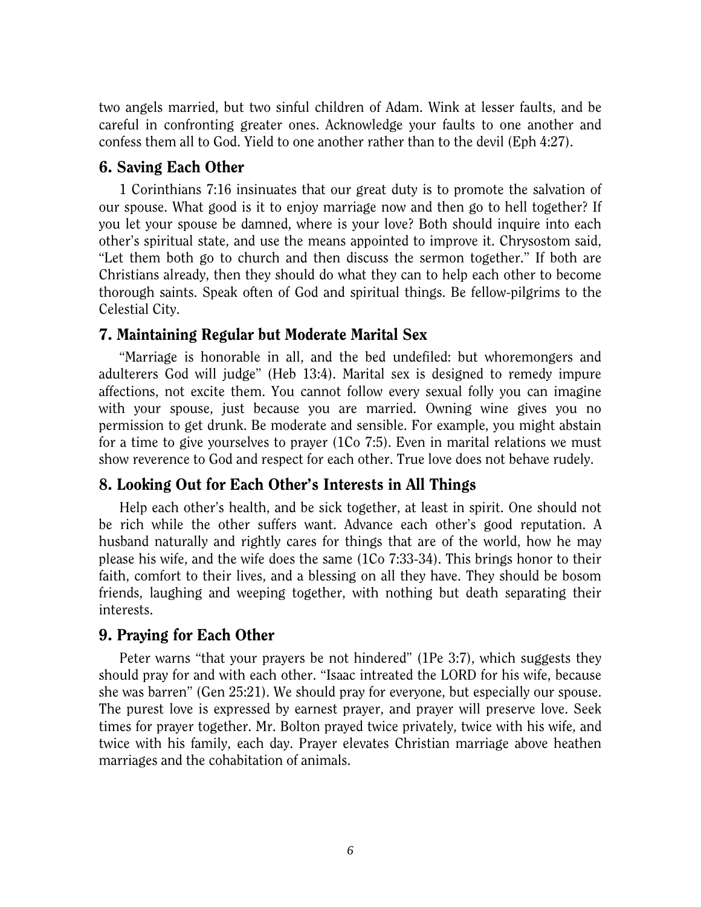two angels married, but two sinful children of Adam. Wink at lesser faults, and be careful in confronting greater ones. Acknowledge your faults to one another and confess them all to God. Yield to one another rather than to the devil (Eph 4:27).

## 6. Saving Each Other

1 Corinthians 7:16 insinuates that our great duty is to promote the salvation of our spouse. What good is it to enjoy marriage now and then go to hell together? If you let your spouse be damned, where is your love? Both should inquire into each other's spiritual state, and use the means appointed to improve it. Chrysostom said, "Let them both go to church and then discuss the sermon together." If both are Christians already, then they should do what they can to help each other to become thorough saints. Speak often of God and spiritual things. Be fellow-pilgrims to the Celestial City.

## 7. Maintaining Regular but Moderate Marital Sex

"Marriage is honorable in all, and the bed undefiled: but whoremongers and adulterers God will judge" (Heb 13:4). Marital sex is designed to remedy impure affections, not excite them. You cannot follow every sexual folly you can imagine with your spouse, just because you are married. Owning wine gives you no permission to get drunk. Be moderate and sensible. For example, you might abstain for a time to give yourselves to prayer (1Co 7:5). Even in marital relations we must show reverence to God and respect for each other. True love does not behave rudely.

## 8. Looking Out for Each Other's Interests in All Things

Help each other's health, and be sick together, at least in spirit. One should not be rich while the other suffers want. Advance each other's good reputation. A husband naturally and rightly cares for things that are of the world, how he may please his wife, and the wife does the same (1Co 7:33-34). This brings honor to their faith, comfort to their lives, and a blessing on all they have. They should be bosom friends, laughing and weeping together, with nothing but death separating their interests.

## 9. Praying for Each Other

Peter warns "that your prayers be not hindered" (1Pe 3:7), which suggests they should pray for and with each other. "Isaac intreated the LORD for his wife, because she was barren" (Gen 25:21). We should pray for everyone, but especially our spouse. The purest love is expressed by earnest prayer, and prayer will preserve love. Seek times for prayer together. Mr. Bolton prayed twice privately, twice with his wife, and twice with his family, each day. Prayer elevates Christian marriage above heathen marriages and the cohabitation of animals.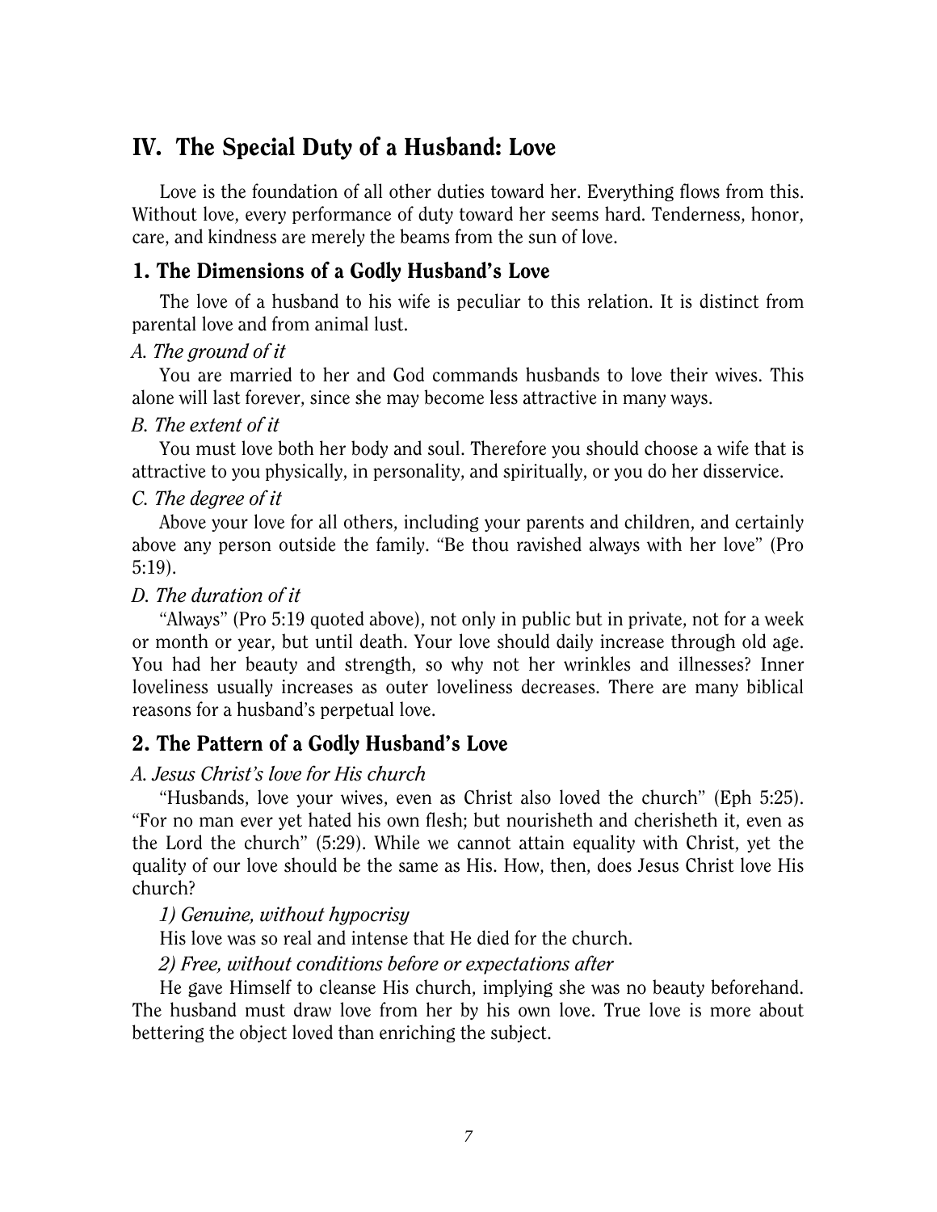## IV. The Special Duty of a Husband: Love

Love is the foundation of all other duties toward her. Everything flows from this. Without love, every performance of duty toward her seems hard. Tenderness, honor, care, and kindness are merely the beams from the sun of love.

### 1. The Dimensions of a Godly Husband's Love

The love of a husband to his wife is peculiar to this relation. It is distinct from parental love and from animal lust.

*A. The ground of it*

You are married to her and God commands husbands to love their wives. This alone will last forever, since she may become less attractive in many ways.

*B. The extent of it*

You must love both her body and soul. Therefore you should choose a wife that is attractive to you physically, in personality, and spiritually, or you do her disservice.

*C. The degree of it*

Above your love for all others, including your parents and children, and certainly above any person outside the family. "Be thou ravished always with her love" (Pro 5:19).

*D. The duration of it*

"Always" (Pro 5:19 quoted above), not only in public but in private, not for a week or month or year, but until death. Your love should daily increase through old age. You had her beauty and strength, so why not her wrinkles and illnesses? Inner loveliness usually increases as outer loveliness decreases. There are many biblical reasons for a husband's perpetual love.

### 2. The Pattern of a Godly Husband's Love

*A. Jesus Christ's love for His church*

"Husbands, love your wives, even as Christ also loved the church" (Eph 5:25). "For no man ever yet hated his own flesh; but nourisheth and cherisheth it, even as the Lord the church" (5:29). While we cannot attain equality with Christ, yet the quality of our love should be the same as His. How, then, does Jesus Christ love His church?

*1) Genuine, without hypocrisy*

His love was so real and intense that He died for the church.

*2) Free, without conditions before or expectations after*

He gave Himself to cleanse His church, implying she was no beauty beforehand. The husband must draw love from her by his own love. True love is more about bettering the object loved than enriching the subject.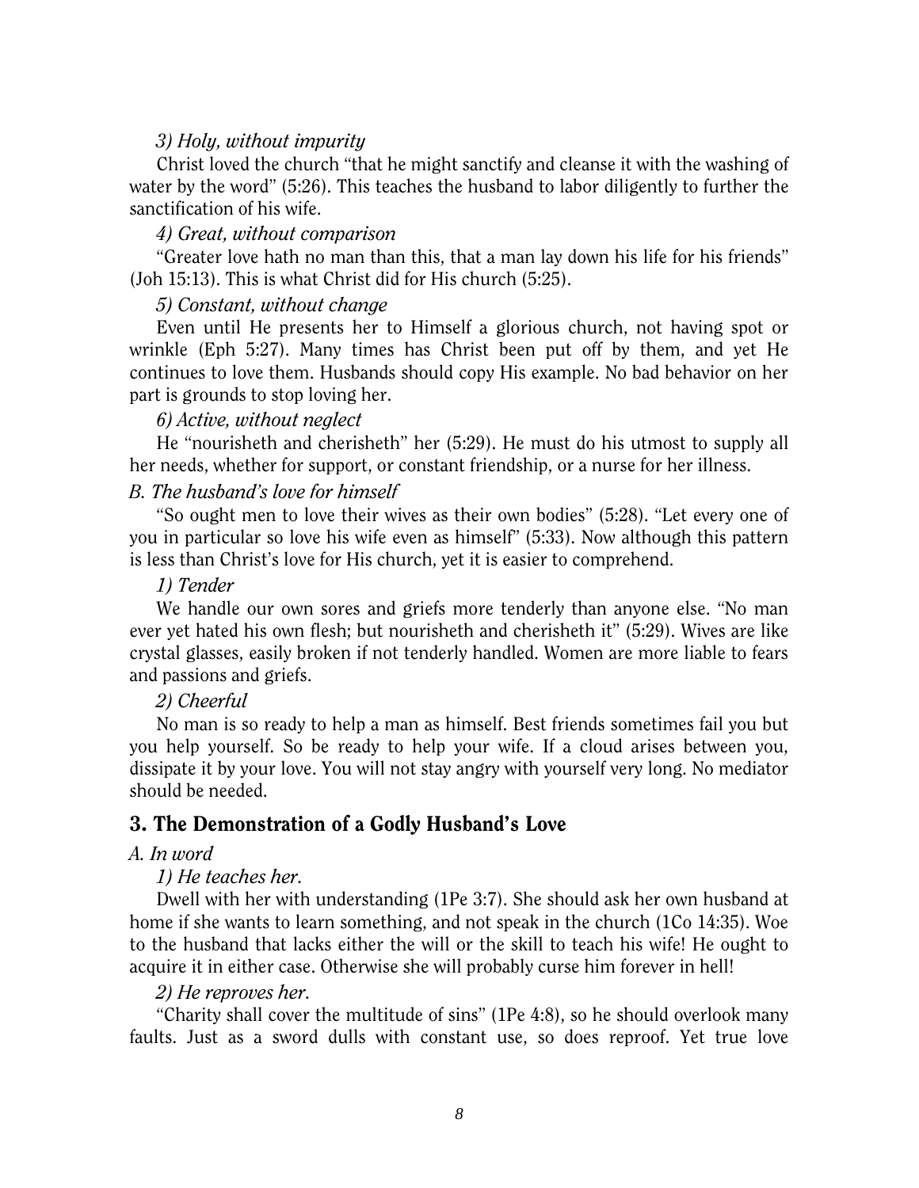*3) Holy, without impurity*

Christ loved the church "that he might sanctify and cleanse it with the washing of water by the word" (5:26). This teaches the husband to labor diligently to further the sanctification of his wife.

*4) Great, without comparison*

"Greater love hath no man than this, that a man lay down his life for his friends" (Joh 15:13). This is what Christ did for His church (5:25).

*5) Constant, without change*

Even until He presents her to Himself a glorious church, not having spot or wrinkle (Eph 5:27). Many times has Christ been put off by them, and yet He continues to love them. Husbands should copy His example. No bad behavior on her part is grounds to stop loving her.

*6) Active, without neglect*

He "nourisheth and cherisheth" her (5:29). He must do his utmost to supply all her needs, whether for support, or constant friendship, or a nurse for her illness.

*B. The husband's love for himself*

"So ought men to love their wives as their own bodies" (5:28). "Let every one of you in particular so love his wife even as himself" (5:33). Now although this pattern is less than Christ's love for His church, yet it is easier to comprehend.

*1) Tender*

We handle our own sores and griefs more tenderly than anyone else. "No man ever yet hated his own flesh; but nourisheth and cherisheth it" (5:29). Wives are like crystal glasses, easily broken if not tenderly handled. Women are more liable to fears and passions and griefs.

*2) Cheerful*

No man is so ready to help a man as himself. Best friends sometimes fail you but you help yourself. So be ready to help your wife. If a cloud arises between you, dissipate it by your love. You will not stay angry with yourself very long. No mediator should be needed.

## 3. The Demonstration of a Godly Husband's Love

*A. In word*

*1) He teaches her.*

Dwell with her with understanding (1Pe 3:7). She should ask her own husband at home if she wants to learn something, and not speak in the church (1Co 14:35). Woe to the husband that lacks either the will or the skill to teach his wife! He ought to acquire it in either case. Otherwise she will probably curse him forever in hell!

*2) He reproves her.*

"Charity shall cover the multitude of sins" (1Pe 4:8), so he should overlook many faults. Just as a sword dulls with constant use, so does reproof. Yet true love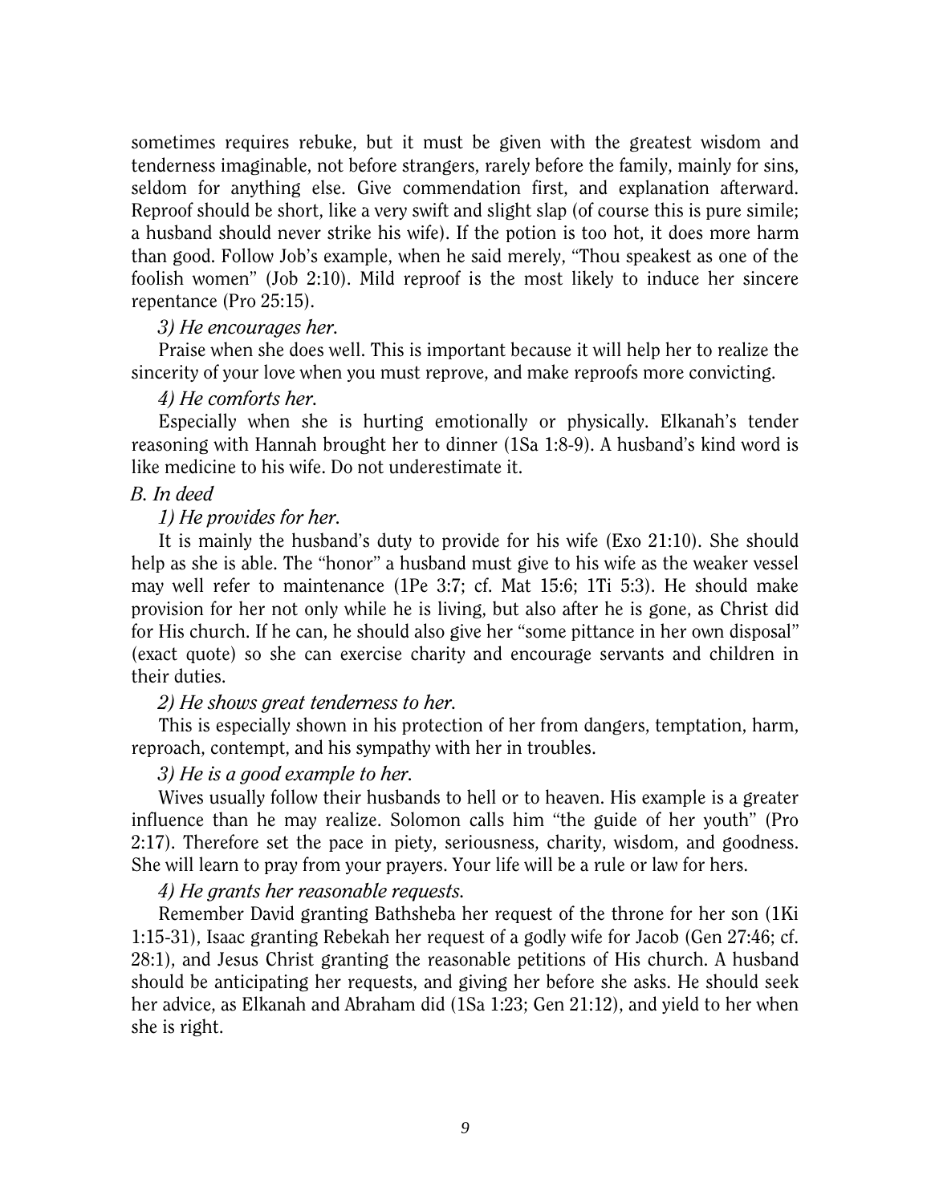sometimes requires rebuke, but it must be given with the greatest wisdom and tenderness imaginable, not before strangers, rarely before the family, mainly for sins, seldom for anything else. Give commendation first, and explanation afterward. Reproof should be short, like a very swift and slight slap (of course this is pure simile; a husband should never strike his wife). If the potion is too hot, it does more harm than good. Follow Job's example, when he said merely, "Thou speakest as one of the foolish women" (Job 2:10). Mild reproof is the most likely to induce her sincere repentance (Pro 25:15).

*3) He encourages her.*

Praise when she does well. This is important because it will help her to realize the sincerity of your love when you must reprove, and make reproofs more convicting.

*4) He comforts her.*

Especially when she is hurting emotionally or physically. Elkanah's tender reasoning with Hannah brought her to dinner (1Sa 1:8-9). A husband's kind word is like medicine to his wife. Do not underestimate it.

*B. In deed*

*1) He provides for her.*

It is mainly the husband's duty to provide for his wife (Exo 21:10). She should help as she is able. The "honor" a husband must give to his wife as the weaker vessel may well refer to maintenance (1Pe 3:7; cf. Mat 15:6; 1Ti 5:3). He should make provision for her not only while he is living, but also after he is gone, as Christ did for His church. If he can, he should also give her "some pittance in her own disposal" (exact quote) so she can exercise charity and encourage servants and children in their duties.

*2) He shows great tenderness to her.*

This is especially shown in his protection of her from dangers, temptation, harm, reproach, contempt, and his sympathy with her in troubles.

*3) He is a good example to her.*

Wives usually follow their husbands to hell or to heaven. His example is a greater influence than he may realize. Solomon calls him "the guide of her youth" (Pro 2:17). Therefore set the pace in piety, seriousness, charity, wisdom, and goodness. She will learn to pray from your prayers. Your life will be a rule or law for hers.

*4) He grants her reasonable requests.*

Remember David granting Bathsheba her request of the throne for her son (1Ki 1:15-31), Isaac granting Rebekah her request of a godly wife for Jacob (Gen 27:46; cf. 28:1), and Jesus Christ granting the reasonable petitions of His church. A husband should be anticipating her requests, and giving her before she asks. He should seek her advice, as Elkanah and Abraham did (1Sa 1:23; Gen 21:12), and yield to her when she is right.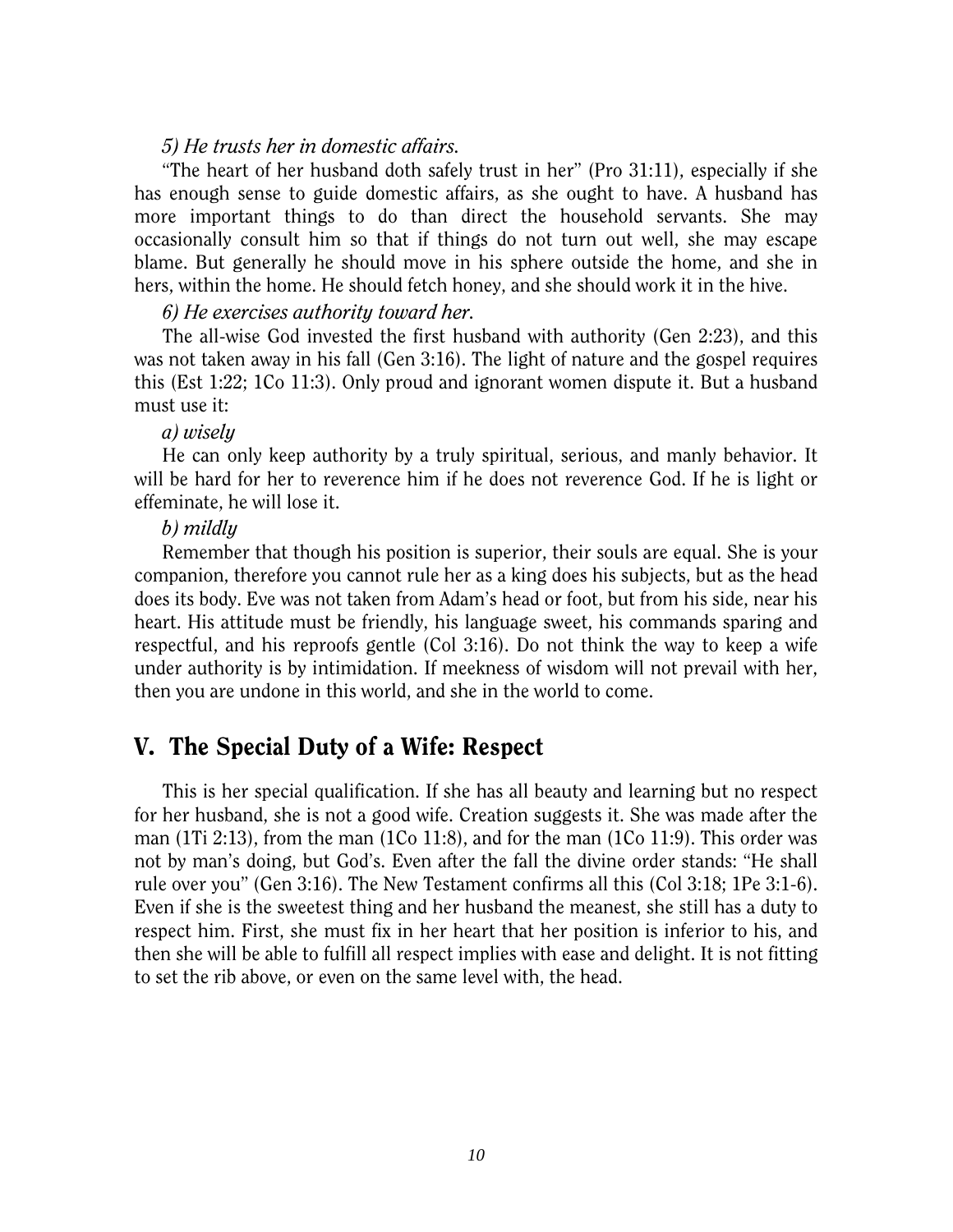*5) He trusts her in domestic affairs.*

"The heart of her husband doth safely trust in her" (Pro 31:11), especially if she has enough sense to guide domestic affairs, as she ought to have. A husband has more important things to do than direct the household servants. She may occasionally consult him so that if things do not turn out well, she may escape blame. But generally he should move in his sphere outside the home, and she in hers, within the home. He should fetch honey, and she should work it in the hive.

*6) He exercises authority toward her.*

The all-wise God invested the first husband with authority (Gen 2:23), and this was not taken away in his fall (Gen 3:16). The light of nature and the gospel requires this (Est 1:22; 1Co 11:3). Only proud and ignorant women dispute it. But a husband must use it:

*a) wisely*

He can only keep authority by a truly spiritual, serious, and manly behavior. It will be hard for her to reverence him if he does not reverence God. If he is light or effeminate, he will lose it.

*b) mildly*

Remember that though his position is superior, their souls are equal. She is your companion, therefore you cannot rule her as a king does his subjects, but as the head does its body. Eve was not taken from Adam's head or foot, but from his side, near his heart. His attitude must be friendly, his language sweet, his commands sparing and respectful, and his reproofs gentle (Col 3:16). Do not think the way to keep a wife under authority is by intimidation. If meekness of wisdom will not prevail with her, then you are undone in this world, and she in the world to come.

## V. The Special Duty of a Wife: Respect

This is her special qualification. If she has all beauty and learning but no respect for her husband, she is not a good wife. Creation suggests it. She was made after the man (1Ti 2:13), from the man (1Co 11:8), and for the man (1Co 11:9). This order was not by man's doing, but God's. Even after the fall the divine order stands: "He shall rule over you" (Gen 3:16). The New Testament confirms all this (Col 3:18; 1Pe 3:1-6). Even if she is the sweetest thing and her husband the meanest, she still has a duty to respect him. First, she must fix in her heart that her position is inferior to his, and then she will be able to fulfill all respect implies with ease and delight. It is not fitting to set the rib above, or even on the same level with, the head.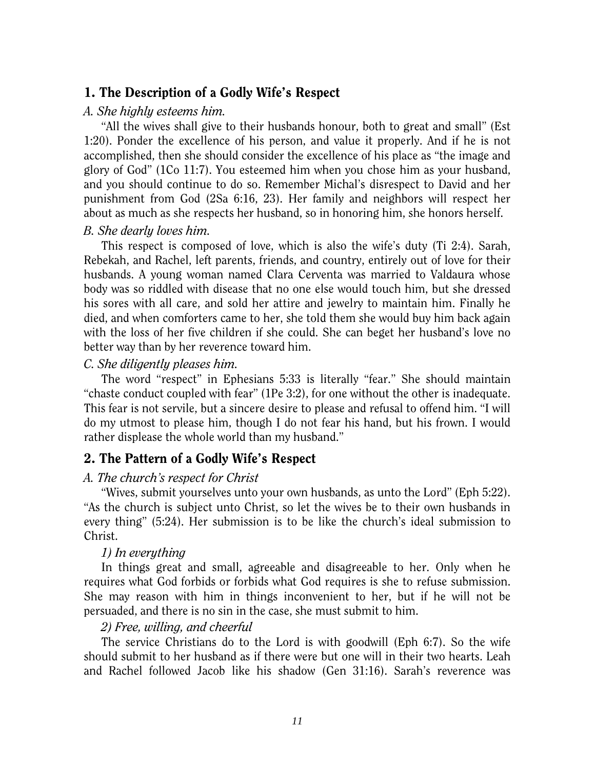## 1. The Description of a Godly Wife's Respect

*A. She highly esteems him.*

"All the wives shall give to their husbands honour, both to great and small" (Est 1:20). Ponder the excellence of his person, and value it properly. And if he is not accomplished, then she should consider the excellence of his place as "the image and glory of God" (1Co 11:7). You esteemed him when you chose him as your husband, and you should continue to do so. Remember Michal's disrespect to David and her punishment from God (2Sa 6:16, 23). Her family and neighbors will respect her about as much as she respects her husband, so in honoring him, she honors herself.

*B. She dearly loves him.*

This respect is composed of love, which is also the wife's duty (Ti 2:4). Sarah, Rebekah, and Rachel, left parents, friends, and country, entirely out of love for their husbands. A young woman named Clara Cerventa was married to Valdaura whose body was so riddled with disease that no one else would touch him, but she dressed his sores with all care, and sold her attire and jewelry to maintain him. Finally he died, and when comforters came to her, she told them she would buy him back again with the loss of her five children if she could. She can beget her husband's love no better way than by her reverence toward him.

*C. She diligently pleases him.*

The word "respect" in Ephesians 5:33 is literally "fear." She should maintain "chaste conduct coupled with fear" (1Pe 3:2), for one without the other is inadequate. This fear is not servile, but a sincere desire to please and refusal to offend him. "I will do my utmost to please him, though I do not fear his hand, but his frown. I would rather displease the whole world than my husband."

## 2. The Pattern of a Godly Wife's Respect

*A. The church's respect for Christ*

"Wives, submit yourselves unto your own husbands, as unto the Lord" (Eph 5:22). "As the church is subject unto Christ, so let the wives be to their own husbands in every thing" (5:24). Her submission is to be like the church's ideal submission to Christ.

*1) In everything*

In things great and small, agreeable and disagreeable to her. Only when he requires what God forbids or forbids what God requires is she to refuse submission. She may reason with him in things inconvenient to her, but if he will not be persuaded, and there is no sin in the case, she must submit to him.

*2) Free, willing, and cheerful*

The service Christians do to the Lord is with goodwill (Eph 6:7). So the wife should submit to her husband as if there were but one will in their two hearts. Leah and Rachel followed Jacob like his shadow (Gen 31:16). Sarah's reverence was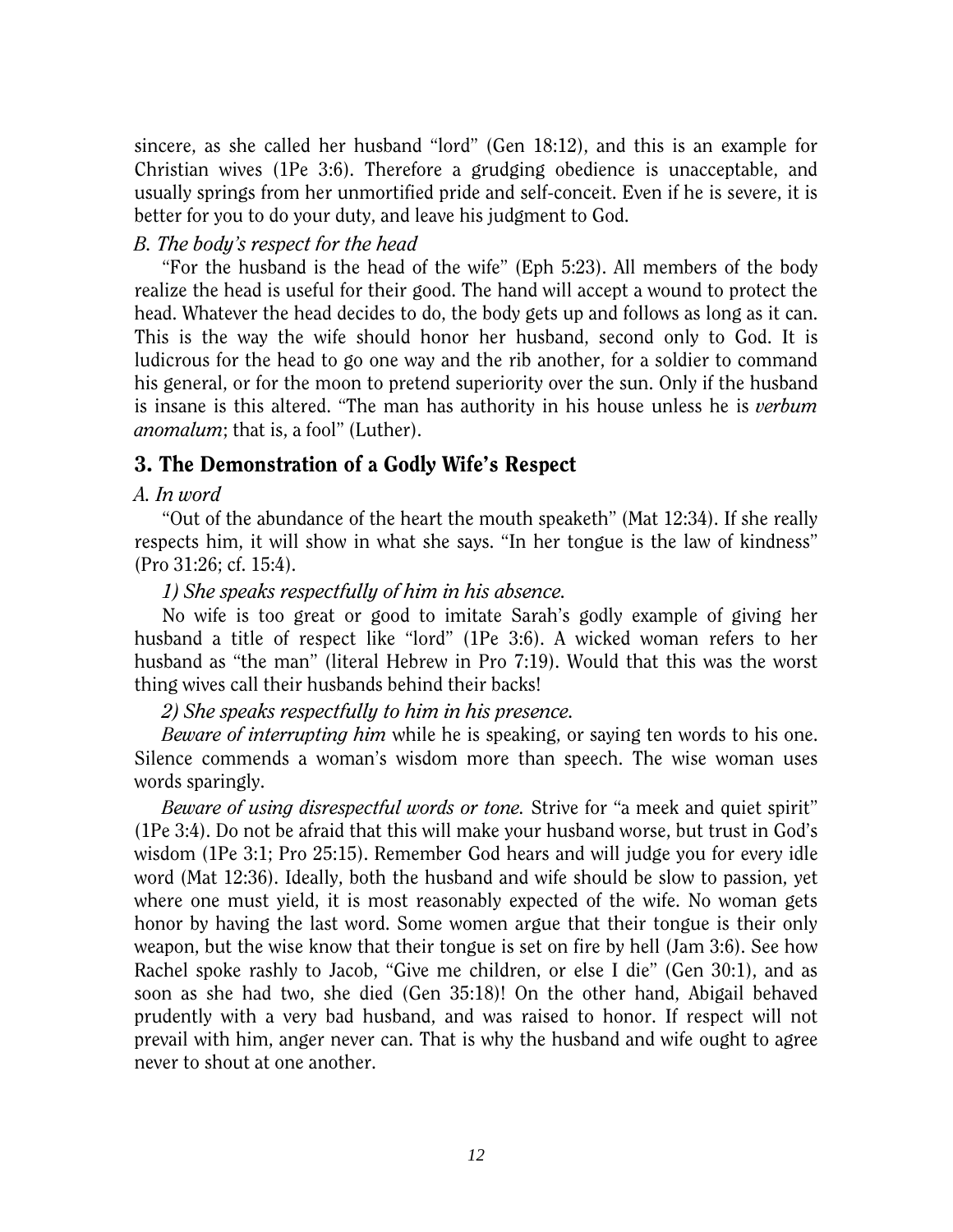sincere, as she called her husband "lord" (Gen 18:12), and this is an example for Christian wives (1Pe 3:6). Therefore a grudging obedience is unacceptable, and usually springs from her unmortified pride and self-conceit. Even if he is severe, it is better for you to do your duty, and leave his judgment to God.

*B. The body's respect for the head*

"For the husband is the head of the wife" (Eph 5:23). All members of the body realize the head is useful for their good. The hand will accept a wound to protect the head. Whatever the head decides to do, the body gets up and follows as long as it can. This is the way the wife should honor her husband, second only to God. It is ludicrous for the head to go one way and the rib another, for a soldier to command his general, or for the moon to pretend superiority over the sun. Only if the husband is insane is this altered. "The man has authority in his house unless he is *verbum anomalum*; that is, a fool" (Luther).

## 3. The Demonstration of a Godly Wife's Respect

*A. In word*

"Out of the abundance of the heart the mouth speaketh" (Mat 12:34). If she really respects him, it will show in what she says. "In her tongue is the law of kindness" (Pro 31:26; cf. 15:4).

*1) She speaks respectfully of him in his absence.*

No wife is too great or good to imitate Sarah's godly example of giving her husband a title of respect like "lord" (1Pe 3:6). A wicked woman refers to her husband as "the man" (literal Hebrew in Pro 7:19). Would that this was the worst thing wives call their husbands behind their backs!

*2) She speaks respectfully to him in his presence.*

*Beware of interrupting him* while he is speaking, or saying ten words to his one. Silence commends a woman's wisdom more than speech. The wise woman uses words sparingly.

*Beware of using disrespectful words or tone.* Strive for "a meek and quiet spirit" (1Pe 3:4). Do not be afraid that this will make your husband worse, but trust in God's wisdom (1Pe 3:1; Pro 25:15). Remember God hears and will judge you for every idle word (Mat 12:36). Ideally, both the husband and wife should be slow to passion, yet where one must yield, it is most reasonably expected of the wife. No woman gets honor by having the last word. Some women argue that their tongue is their only weapon, but the wise know that their tongue is set on fire by hell (Jam 3:6). See how Rachel spoke rashly to Jacob, "Give me children, or else I die" (Gen 30:1), and as soon as she had two, she died (Gen 35:18)! On the other hand, Abigail behaved prudently with a very bad husband, and was raised to honor. If respect will not prevail with him, anger never can. That is why the husband and wife ought to agree never to shout at one another.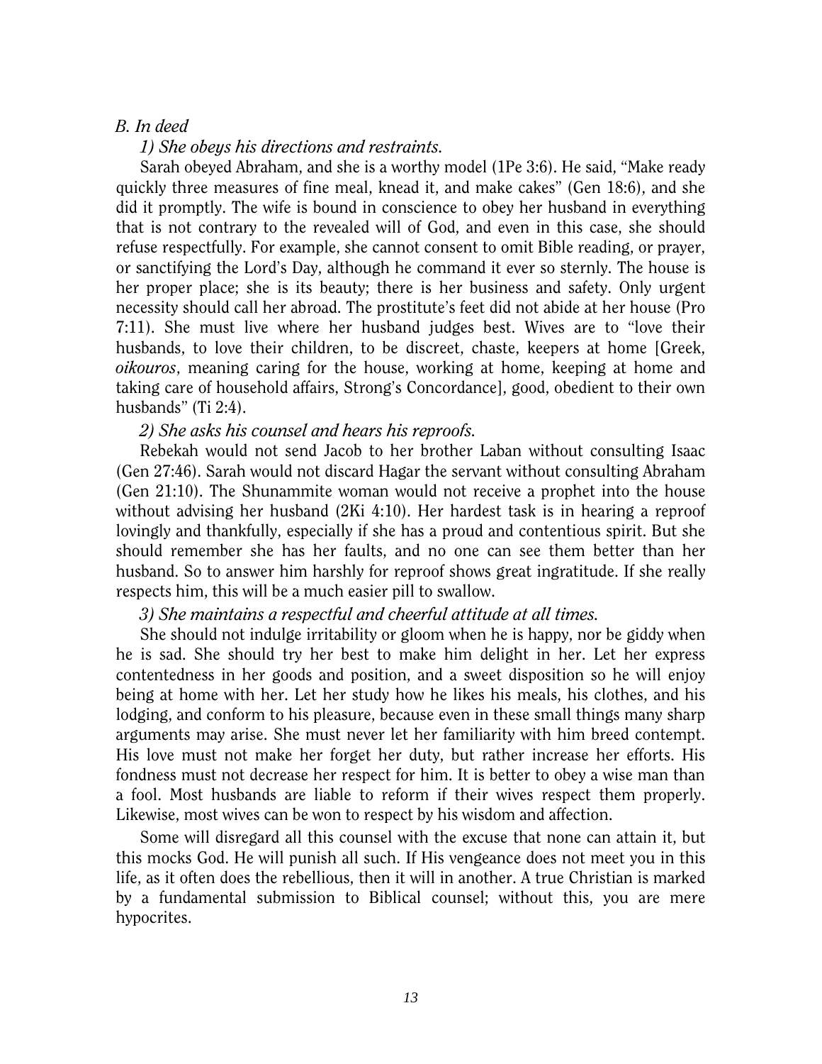*B. In deed*

*1) She obeys his directions and restraints.*

Sarah obeyed Abraham, and she is a worthy model (1Pe 3:6). He said, "Make ready quickly three measures of fine meal, knead it, and make cakes" (Gen 18:6), and she did it promptly. The wife is bound in conscience to obey her husband in everything that is not contrary to the revealed will of God, and even in this case, she should refuse respectfully. For example, she cannot consent to omit Bible reading, or prayer, or sanctifying the Lord's Day, although he command it ever so sternly. The house is her proper place; she is its beauty; there is her business and safety. Only urgent necessity should call her abroad. The prostitute's feet did not abide at her house (Pro 7:11). She must live where her husband judges best. Wives are to "love their husbands, to love their children, to be discreet, chaste, keepers at home [Greek, *oikouros*, meaning caring for the house, working at home, keeping at home and taking care of household affairs, Strong's Concordance], good, obedient to their own husbands" (Ti 2:4).

*2) She asks his counsel and hears his reproofs.*

Rebekah would not send Jacob to her brother Laban without consulting Isaac (Gen 27:46). Sarah would not discard Hagar the servant without consulting Abraham (Gen 21:10). The Shunammite woman would not receive a prophet into the house without advising her husband (2Ki 4:10). Her hardest task is in hearing a reproof lovingly and thankfully, especially if she has a proud and contentious spirit. But she should remember she has her faults, and no one can see them better than her husband. So to answer him harshly for reproof shows great ingratitude. If she really respects him, this will be a much easier pill to swallow.

*3) She maintains a respectful and cheerful attitude at all times.*

She should not indulge irritability or gloom when he is happy, nor be giddy when he is sad. She should try her best to make him delight in her. Let her express contentedness in her goods and position, and a sweet disposition so he will enjoy being at home with her. Let her study how he likes his meals, his clothes, and his lodging, and conform to his pleasure, because even in these small things many sharp arguments may arise. She must never let her familiarity with him breed contempt. His love must not make her forget her duty, but rather increase her efforts. His fondness must not decrease her respect for him. It is better to obey a wise man than a fool. Most husbands are liable to reform if their wives respect them properly. Likewise, most wives can be won to respect by his wisdom and affection.

Some will disregard all this counsel with the excuse that none can attain it, but this mocks God. He will punish all such. If His vengeance does not meet you in this life, as it often does the rebellious, then it will in another. A true Christian is marked by a fundamental submission to Biblical counsel; without this, you are mere hypocrites.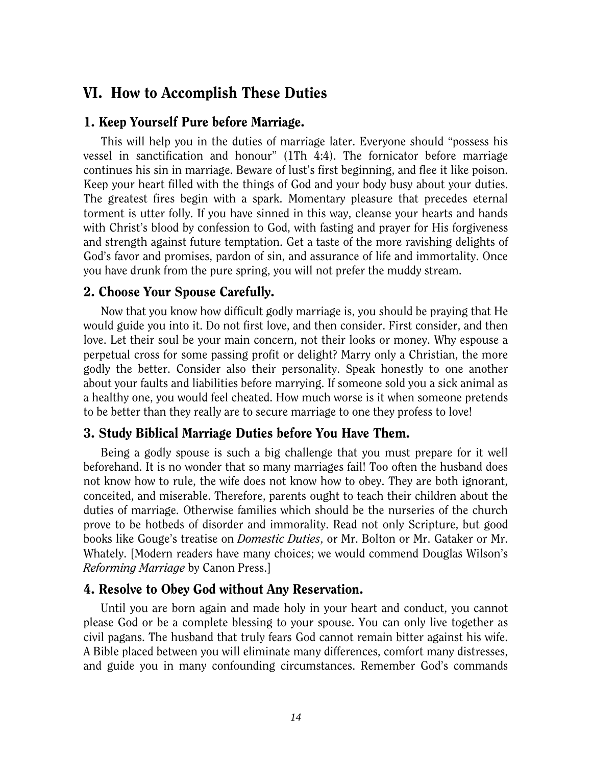## VI. How to Accomplish These Duties

### 1. Keep Yourself Pure before Marriage.

This will help you in the duties of marriage later. Everyone should "possess his vessel in sanctification and honour" (1Th 4:4). The fornicator before marriage continues his sin in marriage. Beware of lust's first beginning, and flee it like poison. Keep your heart filled with the things of God and your body busy about your duties. The greatest fires begin with a spark. Momentary pleasure that precedes eternal torment is utter folly. If you have sinned in this way, cleanse your hearts and hands with Christ's blood by confession to God, with fasting and prayer for His forgiveness and strength against future temptation. Get a taste of the more ravishing delights of God's favor and promises, pardon of sin, and assurance of life and immortality. Once you have drunk from the pure spring, you will not prefer the muddy stream.

### 2. Choose Your Spouse Carefully.

Now that you know how difficult godly marriage is, you should be praying that He would guide you into it. Do not first love, and then consider. First consider, and then love. Let their soul be your main concern, not their looks or money. Why espouse a perpetual cross for some passing profit or delight? Marry only a Christian, the more godly the better. Consider also their personality. Speak honestly to one another about your faults and liabilities before marrying. If someone sold you a sick animal as a healthy one, you would feel cheated. How much worse is it when someone pretends to be better than they really are to secure marriage to one they profess to love!

### 3. Study Biblical Marriage Duties before You Have Them.

Being a godly spouse is such a big challenge that you must prepare for it well beforehand. It is no wonder that so many marriages fail! Too often the husband does not know how to rule, the wife does not know how to obey. They are both ignorant, conceited, and miserable. Therefore, parents ought to teach their children about the duties of marriage. Otherwise families which should be the nurseries of the church prove to be hotbeds of disorder and immorality. Read not only Scripture, but good books like Gouge's treatise on *Domestic Duties*, or Mr. Bolton or Mr. Gataker or Mr. Whately. [Modern readers have many choices; we would commend Douglas Wilson's *Reforming Marriage* by Canon Press.]

### 4. Resolve to Obey God without Any Reservation.

Until you are born again and made holy in your heart and conduct, you cannot please God or be a complete blessing to your spouse. You can only live together as civil pagans. The husband that truly fears God cannot remain bitter against his wife. A Bible placed between you will eliminate many differences, comfort many distresses, and guide you in many confounding circumstances. Remember God's commands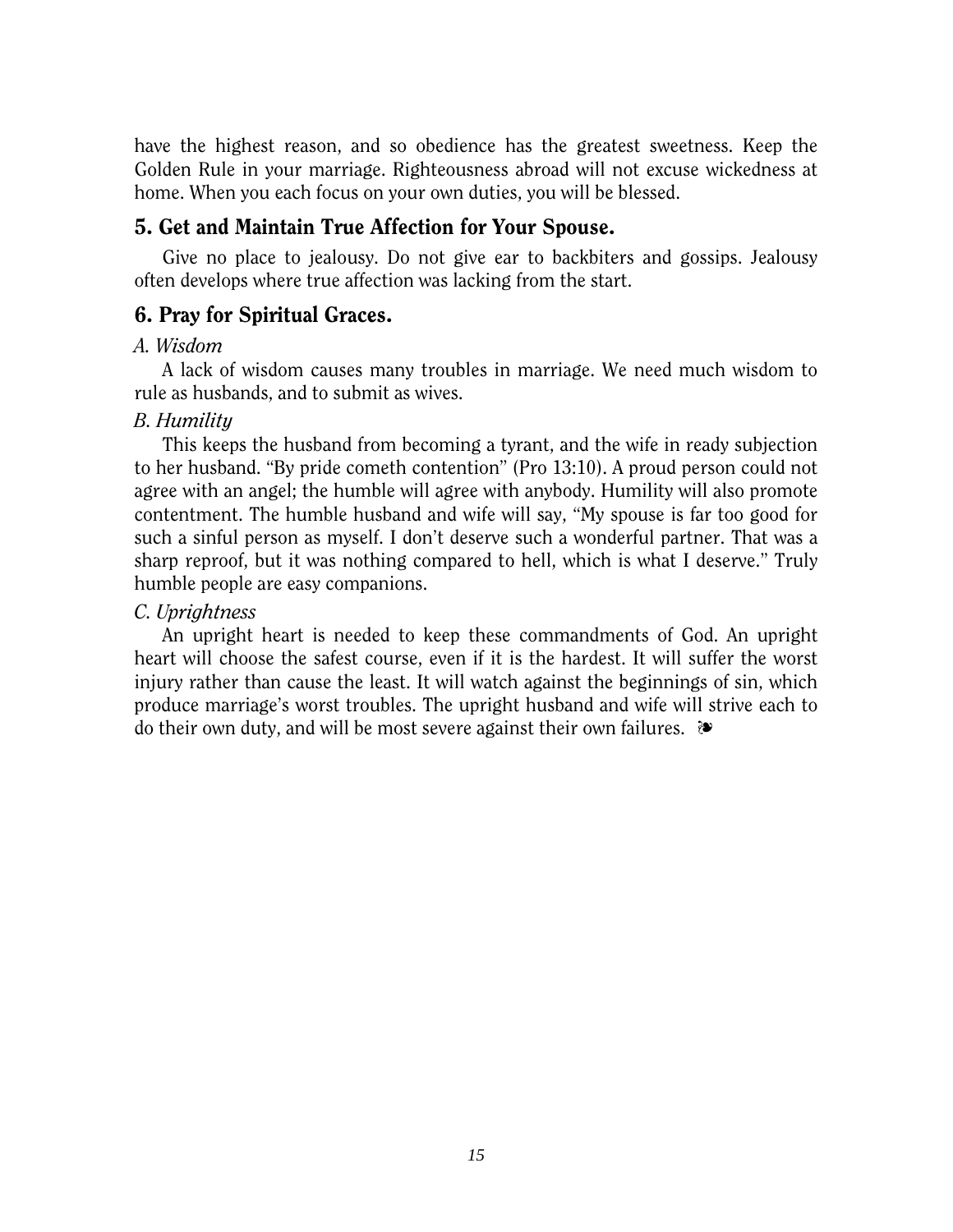have the highest reason, and so obedience has the greatest sweetness. Keep the Golden Rule in your marriage. Righteousness abroad will not excuse wickedness at home. When you each focus on your own duties, you will be blessed.

## 5. Get and Maintain True Affection for Your Spouse.

Give no place to jealousy. Do not give ear to backbiters and gossips. Jealousy often develops where true affection was lacking from the start.

## 6. Pray for Spiritual Graces.

*A. Wisdom*

A lack of wisdom causes many troubles in marriage. We need much wisdom to rule as husbands, and to submit as wives.

*B. Humility*

This keeps the husband from becoming a tyrant, and the wife in ready subjection to her husband. "By pride cometh contention" (Pro 13:10). A proud person could not agree with an angel; the humble will agree with anybody. Humility will also promote contentment. The humble husband and wife will say, "My spouse is far too good for such a sinful person as myself. I don't deserve such a wonderful partner. That was a sharp reproof, but it was nothing compared to hell, which is what I deserve." Truly humble people are easy companions.

*C. Uprightness*

An upright heart is needed to keep these commandments of God. An upright heart will choose the safest course, even if it is the hardest. It will suffer the worst injury rather than cause the least. It will watch against the beginnings of sin, which produce marriage's worst troubles. The upright husband and wife will strive each to do their own duty, and will be most severe against their own failures. ❧